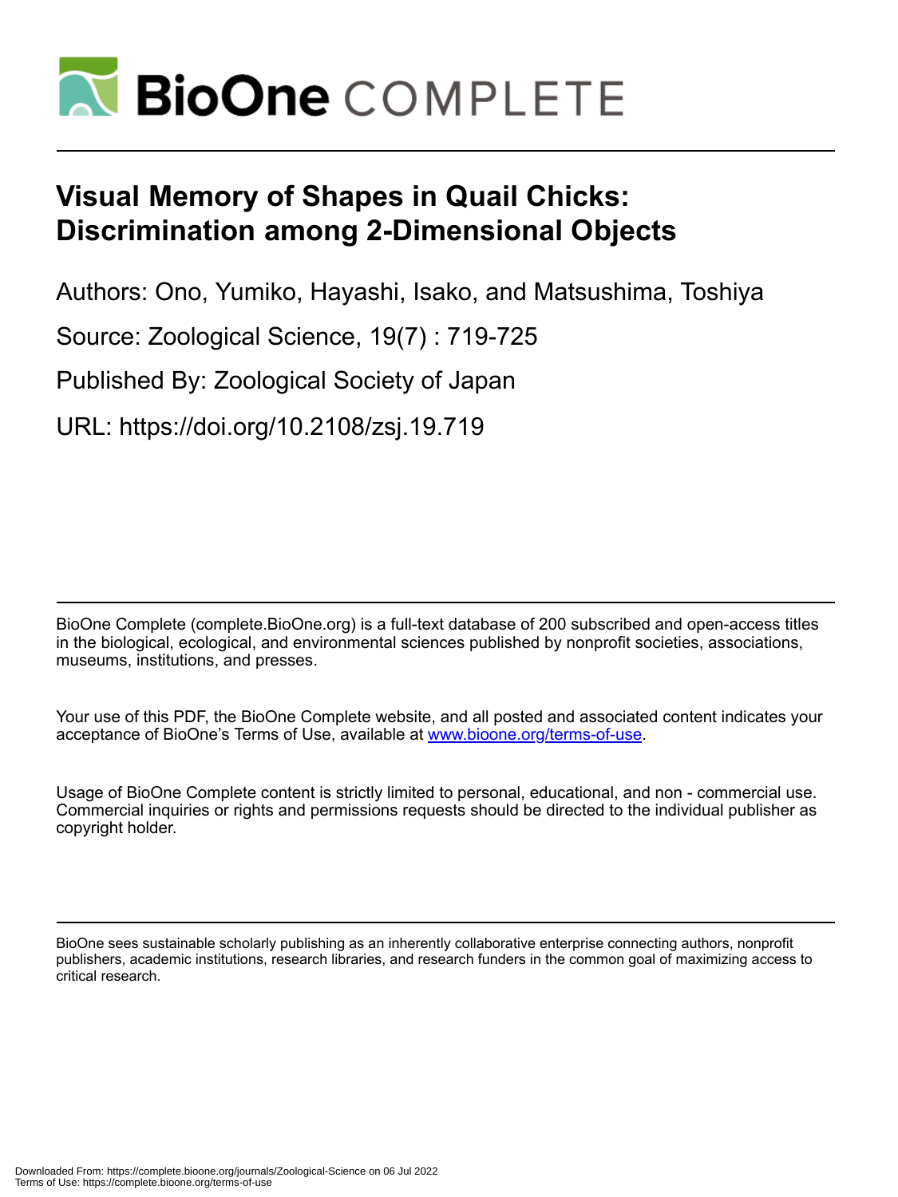# Visual Memory of Shapes in Quail Chicks: Discrimination among 2-Dimensional Objects

Authors: Ono, Yumiko, Hayashi, Isako, and Matsushima, Toshiya

Source: Zoological Science, 19(7) : 719-725

Published By: Zoological Society of Japan

URL: https://doi.org/10.2108/zsj.19.719

BioOne Complete (complete.BioOne.org) is a full-text database of 200 subscribed and open-access titles in the biological, ecological, and environmental sciences published by nonprofit societies, associations, museums, institutions, and presses.

Your use of this PDF, the BioOne Complete website, and all posted and associated content indicates your acceptance of BioOne's Terms of Use, available at www.bioone.org/terms-of-use.

Usage of BioOne Complete content is strictly limited to personal, educational, and non - commercial use. Commercial inquiries or rights and permissions requests should be directed to the individual publisher as copyright holder.

BioOne sees sustainable scholarly publishing as an inherently collaborative enterprise connecting authors, nonprofit publishers, academic institutions, research libraries, and research funders in the common goal of maximizing access to critical research.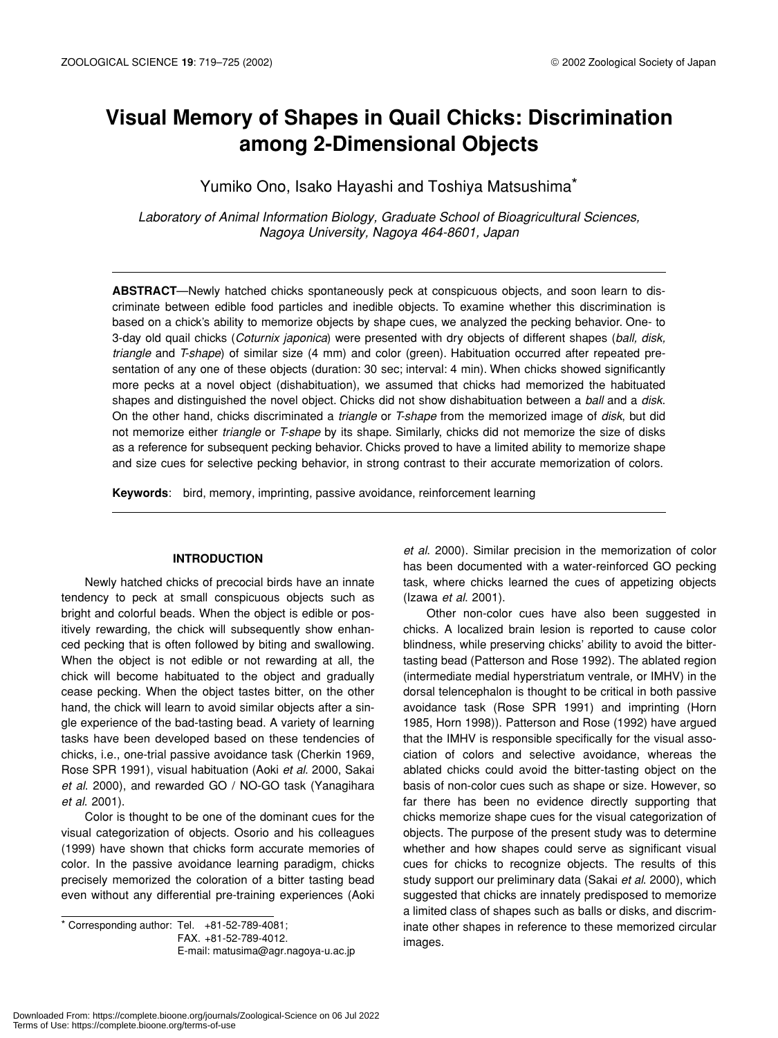# Visual Memory of Shapes in Quail Chicks: Discrimination among 2-Dimensional Objects

Yumiko Ono, Isako Hayashi and Toshiya Matsushima*

*Laboratory of Animal Information Biology, Graduate School of Bioagricultural Sciences, Nagoya University, Nagoya 464-8601, Japan*

**ABSTRACT**—Newly hatched chicks spontaneously peck at conspicuous objects, and soon learn to discriminate between edible food particles and inedible objects. To examine whether this discrimination is based on a chick's ability to memorize objects by shape cues, we analyzed the pecking behavior. One- to 3-day old quail chicks (*Coturnix japonica*) were presented with dry objects of different shapes (*ball, disk, triangle* and *T-shape*) of similar size (4 mm) and color (green). Habituation occurred after repeated presentation of any one of these objects (duration: 30 sec; interval: 4 min). When chicks showed significantly more pecks at a novel object (dishabituation), we assumed that chicks had memorized the habituated shapes and distinguished the novel object. Chicks did not show dishabituation between a *ball* and a *disk*. On the other hand, chicks discriminated a *triangle* or *T-shape* from the memorized image of *disk*, but did not memorize either *triangle* or *T-shape* by its shape. Similarly, chicks did not memorize the size of disks as a reference for subsequent pecking behavior. Chicks proved to have a limited ability to memorize shape and size cues for selective pecking behavior, in strong contrast to their accurate memorization of colors.

**Keywords**: bird, memory, imprinting, passive avoidance, reinforcement learning

## INTRODUCTION

Newly hatched chicks of precocial birds have an innate tendency to peck at small conspicuous objects such as bright and colorful beads. When the object is edible or positively rewarding, the chick will subsequently show enhanced pecking that is often followed by biting and swallowing. When the object is not edible or not rewarding at all, the chick will become habituated to the object and gradually cease pecking. When the object tastes bitter, on the other hand, the chick will learn to avoid similar objects after a single experience of the bad-tasting bead. A variety of learning tasks have been developed based on these tendencies of chicks, i.e., one-trial passive avoidance task (Cherkin 1969, Rose SPR 1991), visual habituation (Aoki *et al.* 2000, Sakai *et al.* 2000), and rewarded GO / NO-GO task (Yanagihara *et al.* 2001).

Color is thought to be one of the dominant cues for the visual categorization of objects. Osorio and his colleagues (1999) have shown that chicks form accurate memories of color. In the passive avoidance learning paradigm, chicks precisely memorized the coloration of a bitter tasting bead even without any differential pre-training experiences (Aoki *et al.* 2000). Similar precision in the memorization of color has been documented with a water-reinforced GO pecking task, where chicks learned the cues of appetizing objects (Izawa *et al.* 2001).

Other non-color cues have also been suggested in chicks. A localized brain lesion is reported to cause color blindness, while preserving chicks' ability to avoid the bitter-tasting bead (Patterson and Rose 1992). The ablated region (intermediate medial hyperstriatum ventrale, or IMHV) in the dorsal telencephalon is thought to be critical in both passive avoidance task (Rose SPR 1991) and imprinting (Horn 1985, Horn 1998)). Patterson and Rose (1992) have argued that the IMHV is responsible specifically for the visual association of colors and selective avoidance, whereas the ablated chicks could avoid the bitter-tasting object on the basis of non-color cues such as shape or size. However, so far there has been no evidence directly supporting that chicks memorize shape cues for the visual categorization of objects. The purpose of the present study was to determine whether and how shapes could serve as significant visual cues for chicks to recognize objects. The results of this study support our preliminary data (Sakai *et al.* 2000), which suggested that chicks are innately predisposed to memorize a limited class of shapes such as balls or disks, and discriminate other shapes in reference to these memorized circular images.

* Corresponding author: Tel. +81-52-789-4081;
FAX. +81-52-789-4012.
E-mail: matusima@agr.nagoya-u.ac.jp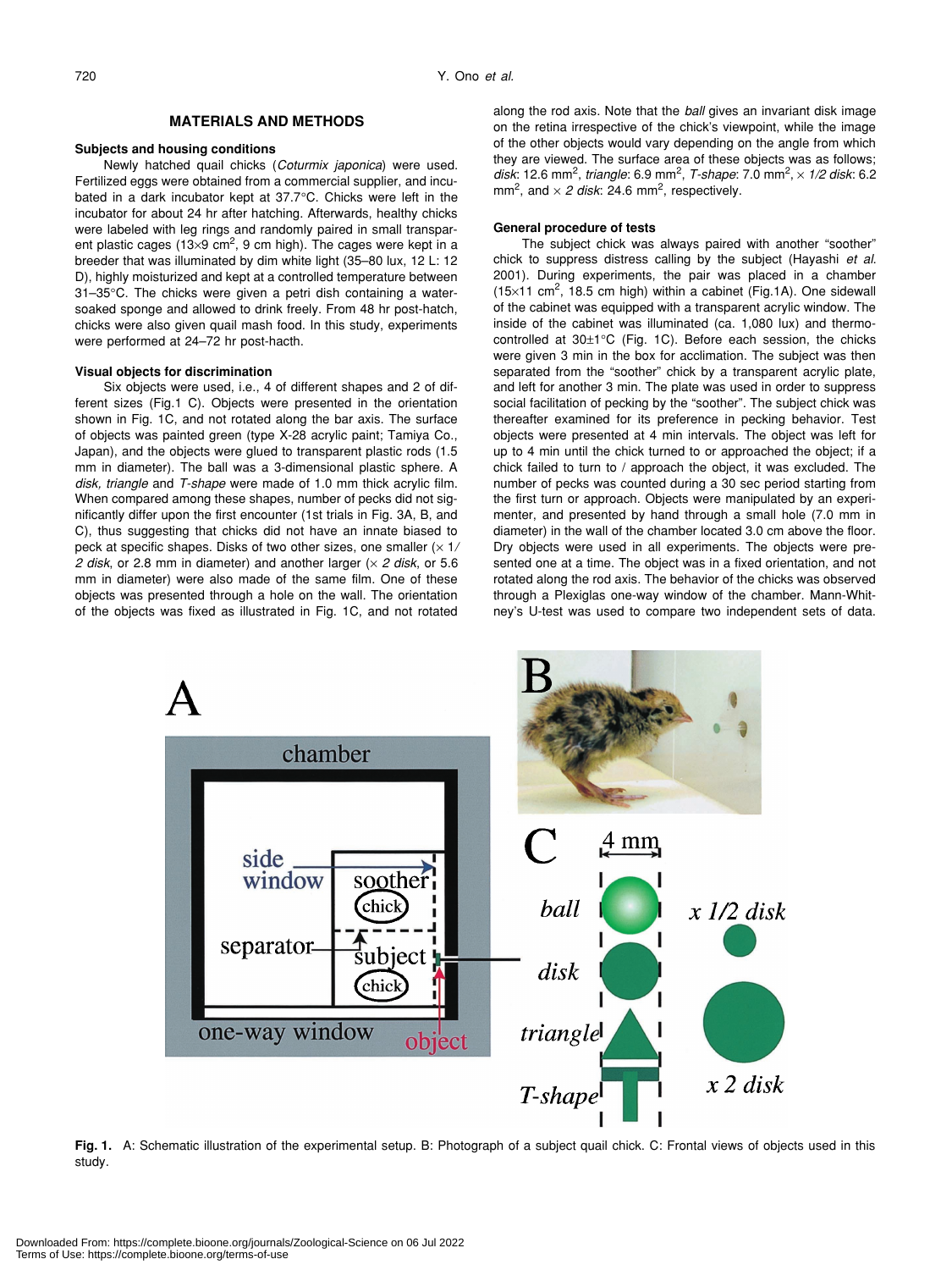## MATERIALS AND METHODS

### Subjects and housing conditions

Newly hatched quail chicks (*Coturmix japonica*) were used. Fertilized eggs were obtained from a commercial supplier, and incubated in a dark incubator kept at 37.7°C. Chicks were left in the incubator for about 24 hr after hatching. Afterwards, healthy chicks were labeled with leg rings and randomly paired in small transparent plastic cages (13×9 $cm^2$, 9 cm high). The cages were kept in a breeder that was illuminated by dim white light (35–80 lux, 12 L: 12 D), highly moisturized and kept at a controlled temperature between 31–35°C. The chicks were given a petri dish containing a water-soaked sponge and allowed to drink freely. From 48 hr post-hatch, chicks were also given quail mash food. In this study, experiments were performed at 24–72 hr post-hacth.

### Visual objects for discrimination

Six objects were used, i.e., 4 of different shapes and 2 of different sizes (Fig.1 C). Objects were presented in the orientation shown in Fig. 1C, and not rotated along the bar axis. The surface of objects was painted green (type X-28 acrylic paint; Tamiya Co., Japan), and the objects were glued to transparent plastic rods (1.5 mm in diameter). The ball was a 3-dimensional plastic sphere. A *disk, triangle* and *T-shape* were made of 1.0 mm thick acrylic film. When compared among these shapes, number of pecks did not significantly differ upon the first encounter (1st trials in Fig. 3A, B, and C), thus suggesting that chicks did not have an innate biased to peck at specific shapes. Disks of two other sizes, one smaller (× 1/2 *disk*, or 2.8 mm in diameter) and another larger (× *2 disk*, or 5.6 mm in diameter) were also made of the same film. One of these objects was presented through a hole on the wall. The orientation of the objects was fixed as illustrated in Fig. 1C, and not rotated along the rod axis. Note that the *ball* gives an invariant disk image on the retina irrespective of the chick's viewpoint, while the image of the other objects would vary depending on the angle from which they are viewed. The surface area of these objects was as follows; *disk*: 12.6 $mm^2$, *triangle*: 6.9 $mm^2$, *T-shape*: 7.0 $mm^2$, × *1/2 disk*: 6.2 $mm^2$, and × *2 disk*: 24.6 $mm^2$, respectively.

### General procedure of tests

The subject chick was always paired with another "soother" chick to suppress distress calling by the subject (Hayashi *et al.* 2001). During experiments, the pair was placed in a chamber (15×11 $cm^2$, 18.5 cm high) within a cabinet (Fig.1A). One sidewall of the cabinet was equipped with a transparent acrylic window. The inside of the cabinet was illuminated (ca. 1,080 lux) and thermocontrolled at 30±1°C (Fig. 1C). Before each session, the chicks were given 3 min in the box for acclimation. The subject was then separated from the "soother" chick by a transparent acrylic plate, and left for another 3 min. The plate was used in order to suppress social facilitation of pecking by the "soother". The subject chick was thereafter examined for its preference in pecking behavior. Test objects were presented at 4 min intervals. The object was left for up to 4 min until the chick turned to or approached the object; if a chick failed to turn to / approach the object, it was excluded. The number of pecks was counted during a 30 sec period starting from the first turn or approach. Objects were manipulated by an experimenter, and presented by hand through a small hole (7.0 mm in diameter) in the wall of the chamber located 3.0 cm above the floor. Dry objects were used in all experiments. The objects were presented one at a time. The object was in a fixed orientation, and not rotated along the rod axis. The behavior of the chicks was observed through a Plexiglas one-way window of the chamber. Mann-Whitney's U-test was used to compare two independent sets of data.

A
chamber
side window
soother chick
separator
subject chick
one-way window
object

B

C
4 mm
ball
disk
triangle
T-shape
x 1/2 disk
x 2 disk

**Fig. 1.** A: Schematic illustration of the experimental setup. B: Photograph of a subject quail chick. C: Frontal views of objects used in this study.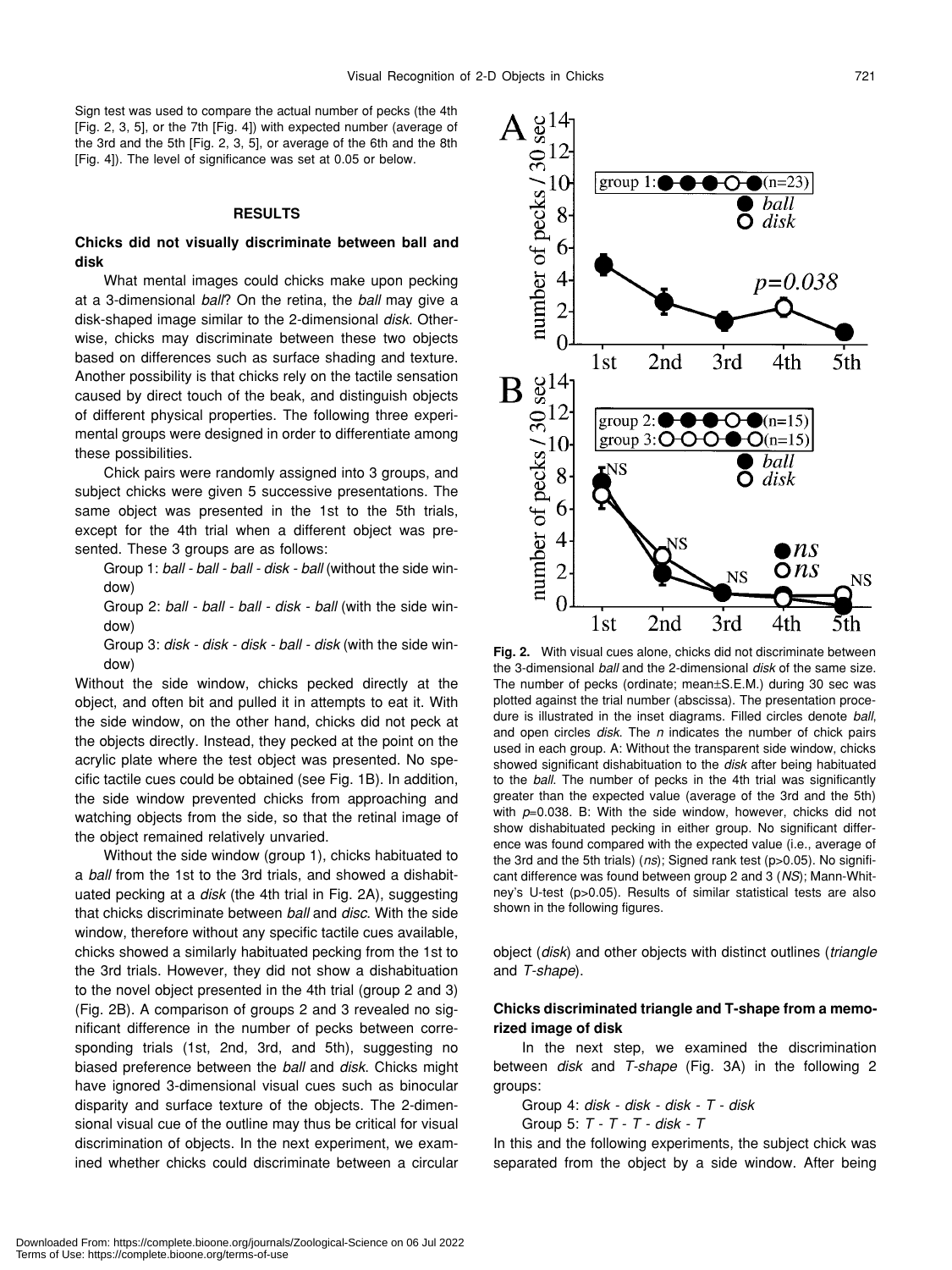Sign test was used to compare the actual number of pecks (the 4th [Fig. 2, 3, 5], or the 7th [Fig. 4]) with expected number (average of the 3rd and the 5th [Fig. 2, 3, 5], or average of the 6th and the 8th [Fig. 4]). The level of significance was set at 0.05 or below.

## RESULTS

### Chicks did not visually discriminate between ball and disk

What mental images could chicks make upon pecking at a 3-dimensional *ball*? On the retina, the *ball* may give a disk-shaped image similar to the 2-dimensional *disk*. Otherwise, chicks may discriminate between these two objects based on differences such as surface shading and texture. Another possibility is that chicks rely on the tactile sensation caused by direct touch of the beak, and distinguish objects of different physical properties. The following three experimental groups were designed in order to differentiate among these possibilities.

Chick pairs were randomly assigned into 3 groups, and subject chicks were given 5 successive presentations. The same object was presented in the 1st to the 5th trials, except for the 4th trial when a different object was presented. These 3 groups are as follows:

Group 1: *ball - ball - ball - disk - ball* (without the side window)

Group 2: *ball - ball - ball - disk - ball* (with the side window)

Group 3: *disk - disk - disk - ball - disk* (with the side window)

Without the side window, chicks pecked directly at the object, and often bit and pulled it in attempts to eat it. With the side window, on the other hand, chicks did not peck at the objects directly. Instead, they pecked at the point on the acrylic plate where the test object was presented. No specific tactile cues could be obtained (see Fig. 1B). In addition, the side window prevented chicks from approaching and watching objects from the side, so that the retinal image of the object remained relatively unvaried.

Without the side window (group 1), chicks habituated to a *ball* from the 1st to the 3rd trials, and showed a dishabituated pecking at a *disk* (the 4th trial in Fig. 2A), suggesting that chicks discriminate between *ball* and *disc*. With the side window, therefore without any specific tactile cues available, chicks showed a similarly habituated pecking from the 1st to the 3rd trials. However, they did not show a dishabituation to the novel object presented in the 4th trial (group 2 and 3) (Fig. 2B). A comparison of groups 2 and 3 revealed no significant difference in the number of pecks between corresponding trials (1st, 2nd, 3rd, and 5th), suggesting no biased preference between the *ball* and *disk*. Chicks might have ignored 3-dimensional visual cues such as binocular disparity and surface texture of the objects. The 2-dimensional visual cue of the outline may thus be critical for visual discrimination of objects. In the next experiment, we examined whether chicks could discriminate between a circular object (*disk*) and other objects with distinct outlines (*triangle* and *T-shape*).

A
number of pecks / 30 sec
group 1: ●●●○● (n=23)
● ball
○ disk
p=0.038
1st 2nd 3rd 4th 5th

B
number of pecks / 30 sec
group 2: ●●●○● (n=15)
group 3: ○○○●○ (n=15)
● ball
○ disk
NS NS NS NS
●ns
○ns
1st 2nd 3rd 4th 5th

**Fig. 2.** With visual cues alone, chicks did not discriminate between the 3-dimensional *ball* and the 2-dimensional *disk* of the same size. The number of pecks (ordinate; mean±S.E.M.) during 30 sec was plotted against the trial number (abscissa). The presentation procedure is illustrated in the inset diagrams. Filled circles denote *ball*, and open circles *disk*. The *n* indicates the number of chick pairs used in each group. A: Without the transparent side window, chicks showed significant dishabituation to the *disk* after being habituated to the *ball*. The number of pecks in the 4th trial was significantly greater than the expected value (average of the 3rd and the 5th) with $p$=0.038. B: With the side window, however, chicks did not show dishabituated pecking in either group. No significant difference was found compared with the expected value (i.e., average of the 3rd and the 5th trials) (*ns*); Signed rank test (p>0.05). No significant difference was found between group 2 and 3 (*NS*); Mann-Whitney's U-test (p>0.05). Results of similar statistical tests are also shown in the following figures.

### Chicks discriminated triangle and T-shape from a memorized image of disk

In the next step, we examined the discrimination between *disk* and *T-shape* (Fig. 3A) in the following 2 groups:

Group 4: *disk - disk - disk - T - disk*

Group 5: *T - T - T - disk - T*

In this and the following experiments, the subject chick was separated from the object by a side window. After being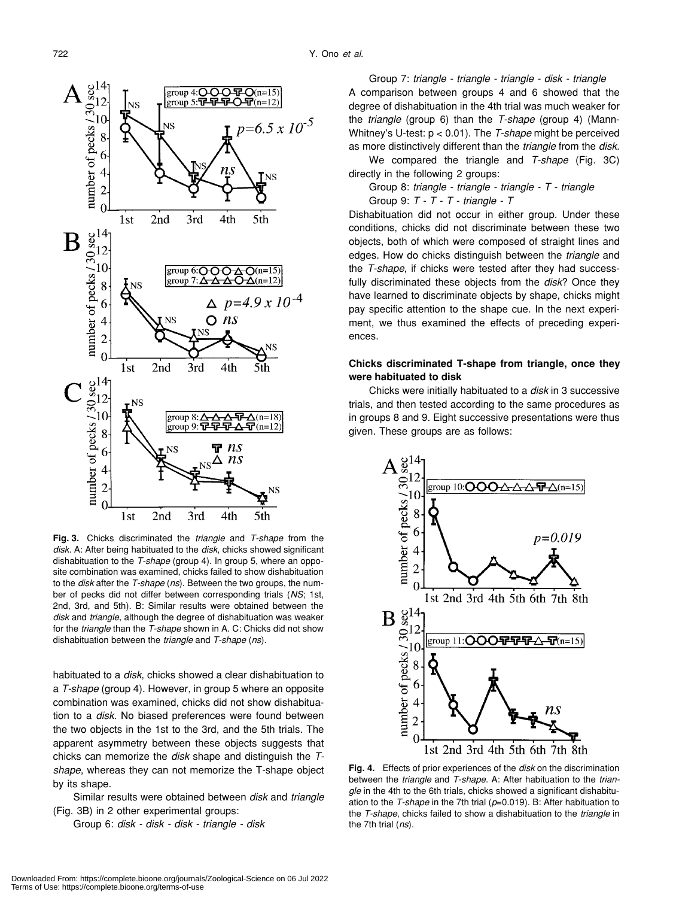A

group 4: ○-○-○-T-○ (n=15)
group 5: T-T-T-○-T (n=12)

number of pecks / 30 sec

NS
NS
NS
$p=6.5 \times 10^{-5}$
ns
NS

1st 2nd 3rd 4th 5th

B

group 6: ○-○-○-△-○ (n=15)
group 7: △-△-△-○-△ (n=12)

number of pecks / 30 sec

NS
△ $p=4.9 \times 10^{-4}$
NS
○ ns
NS
NS

1st 2nd 3rd 4th 5th

C

group 8: △-△-△-T-△ (n=18)
group 9: T-T-T-△-T (n=12)

number of pecks / 30 sec

NS
NS
T ns
NS △ ns
NS

1st 2nd 3rd 4th 5th

**Fig. 3.** Chicks discriminated the *triangle* and *T-shape* from the *disk*. A: After being habituated to the *disk*, chicks showed significant dishabituation to the *T-shape* (group 4). In group 5, where an opposite combination was examined, chicks failed to show dishabituation to the *disk* after the *T-shape* (*ns*). Between the two groups, the number of pecks did not differ between corresponding trials (*NS*; 1st, 2nd, 3rd, and 5th). B: Similar results were obtained between the *disk* and *triangle*, although the degree of dishabituation was weaker for the *triangle* than the *T-shape* shown in A. C: Chicks did not show dishabituation between the *triangle* and *T-shape* (*ns*).

habituated to a *disk*, chicks showed a clear dishabituation to a *T-shape* (group 4). However, in group 5 where an opposite combination was examined, chicks did not show dishabituation to a *disk*. No biased preferences were found between the two objects in the 1st to the 3rd, and the 5th trials. The apparent asymmetry between these objects suggests that chicks can memorize the *disk* shape and distinguish the *T-shape*, whereas they can not memorize the T-shape object by its shape.

Similar results were obtained between *disk* and *triangle* (Fig. 3B) in 2 other experimental groups:

Group 6: *disk - disk - disk - triangle - disk*

Group 7: *triangle - triangle - triangle - disk - triangle*

A comparison between groups 4 and 6 showed that the degree of dishabituation in the 4th trial was much weaker for the *triangle* (group 6) than the *T-shape* (group 4) (Mann-Whitney's U-test: $p < 0.01$). The *T-shape* might be perceived as more distinctively different than the *triangle* from the *disk*.

We compared the triangle and *T-shape* (Fig. 3C) directly in the following 2 groups:

Group 8: *triangle - triangle - triangle - T - triangle*

Group 9: *T - T - T - triangle - T*

Dishabituation did not occur in either group. Under these conditions, chicks did not discriminate between these two objects, both of which were composed of straight lines and edges. How do chicks distinguish between the *triangle* and the *T-shape*, if chicks were tested after they had successfully discriminated these objects from the *disk*? Once they have learned to discriminate objects by shape, chicks might pay specific attention to the shape cue. In the next experiment, we thus examined the effects of preceding experiences.

### Chicks discriminated T-shape from triangle, once they were habituated to disk

Chicks were initially habituated to a *disk* in 3 successive trials, and then tested according to the same procedures as in groups 8 and 9. Eight successive presentations were thus given. These groups are as follows:

A

group 10: ○-○-○-△-△-△-T-△ (n=15)

number of pecks / 30 sec

$p=0.019$

1st 2nd 3rd 4th 5th 6th 7th 8th

B

group 11: ○-○-○-T-T-T-△-T (n=15)

number of pecks / 30 sec

ns

1st 2nd 3rd 4th 5th 6th 7th 8th

**Fig. 4.** Effects of prior experiences of the *disk* on the discrimination between the *triangle* and *T-shape*. A: After habituation to the *triangle* in the 4th to the 6th trials, chicks showed a significant dishabituation to the *T-shape* in the 7th trial ($p$=0.019). B: After habituation to the *T-shape*, chicks failed to show a dishabituation to the *triangle* in the 7th trial (*ns*).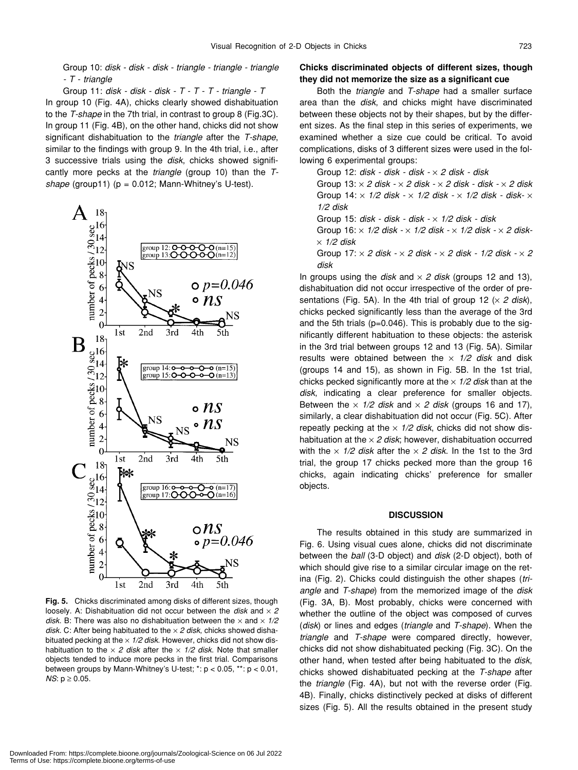Group 10: *disk - disk - disk - triangle - triangle - triangle - T - triangle*

Group 11: *disk - disk - disk - T - T - T - triangle - T*

In group 10 (Fig. 4A), chicks clearly showed dishabituation to the *T-shape* in the 7th trial, in contrast to group 8 (Fig.3C). In group 11 (Fig. 4B), on the other hand, chicks did not show significant dishabituation to the *triangle* after the *T-shape*, similar to the findings with group 9. In the 4th trial, i.e., after 3 successive trials using the *disk*, chicks showed significantly more pecks at the *triangle* (group 10) than the *T-shape* (group11) ($p = 0.012$; Mann-Whitney's U-test).

A
number of pecks / 30 sec
group 12: (n=15)
group 13: (n=12)
NS
NS
*
NS
$p=0.046$
*ns*
1st 2nd 3rd 4th 5th

B
number of pecks / 30 sec
group 14: (n=15)
group 15: (n=13)
*
NS
NS
NS
*ns*
*ns*
1st 2nd 3rd 4th 5th

C
number of pecks / 30 sec
group 16: (n=17)
group 17: (n=16)
**
**
*
NS
*ns*
$p=0.046$
1st 2nd 3rd 4th 5th

**Fig. 5.** Chicks discriminated among disks of different sizes, though loosely. A: Dishabituation did not occur between the *disk* and × *2 disk*. B: There was also no dishabituation between the × and × *1/2 disk*. C: After being habituated to the × *2 disk*, chicks showed dishabituated pecking at the × *1/2 disk*. However, chicks did not show dishabituation to the × *2 disk* after the × *1/2 disk*. Note that smaller objects tended to induce more pecks in the first trial. Comparisons between groups by Mann-Whitney's U-test; *: $p < 0.05$, **: $p < 0.01$, *NS*: $p \geq 0.05$.

**Chicks discriminated objects of different sizes, though they did not memorize the size as a significant cue**

Both the *triangle* and *T-shape* had a smaller surface area than the *disk*, and chicks might have discriminated between these objects not by their shapes, but by the different sizes. As the final step in this series of experiments, we examined whether a size cue could be critical. To avoid complications, disks of 3 different sizes were used in the following 6 experimental groups:

Group 12: *disk - disk - disk -* × *2 disk - disk*

Group 13: × *2 disk -* × *2 disk -* × *2 disk - disk -* × *2 disk*

Group 14: × *1/2 disk -* × *1/2 disk -* × *1/2 disk - disk-* × *1/2 disk*

Group 15: *disk - disk - disk -* × *1/2 disk - disk*

Group 16: × *1/2 disk -* × *1/2 disk -* × *1/2 disk -* × *2 disk-* × *1/2 disk*

Group 17: × *2 disk -* × *2 disk -* × *2 disk - 1/2 disk -* × *2 disk*

In groups using the *disk* and × *2 disk* (groups 12 and 13), dishabituation did not occur irrespective of the order of presentations (Fig. 5A). In the 4th trial of group 12 (× *2 disk*), chicks pecked significantly less than the average of the 3rd and the 5th trials ($p=0.046$). This is probably due to the significantly different habituation to these objects: the asterisk in the 3rd trial between groups 12 and 13 (Fig. 5A). Similar results were obtained between the × *1/2 disk* and disk (groups 14 and 15), as shown in Fig. 5B. In the 1st trial, chicks pecked significantly more at the × *1/2 disk* than at the *disk*, indicating a clear preference for smaller objects. Between the × *1/2 disk* and × *2 disk* (groups 16 and 17), similarly, a clear dishabituation did not occur (Fig. 5C). After repeatly pecking at the × *1/2 disk*, chicks did not show dishabituation at the × *2 disk*; however, dishabituation occurred with the × *1/2 disk* after the × *2 disk*. In the 1st to the 3rd trial, the group 17 chicks pecked more than the group 16 chicks, again indicating chicks' preference for smaller objects.

## DISCUSSION

The results obtained in this study are summarized in Fig. 6. Using visual cues alone, chicks did not discriminate between the *ball* (3-D object) and *disk* (2-D object), both of which should give rise to a similar circular image on the retina (Fig. 2). Chicks could distinguish the other shapes (*triangle* and *T-shape*) from the memorized image of the *disk* (Fig. 3A, B). Most probably, chicks were concerned with whether the outline of the object was composed of curves (*disk*) or lines and edges (*triangle* and *T-shape*). When the *triangle* and *T-shape* were compared directly, however, chicks did not show dishabituated pecking (Fig. 3C). On the other hand, when tested after being habituated to the *disk*, chicks showed dishabituated pecking at the *T-shape* after the *triangle* (Fig. 4A), but not with the reverse order (Fig. 4B). Finally, chicks distinctively pecked at disks of different sizes (Fig. 5). All the results obtained in the present study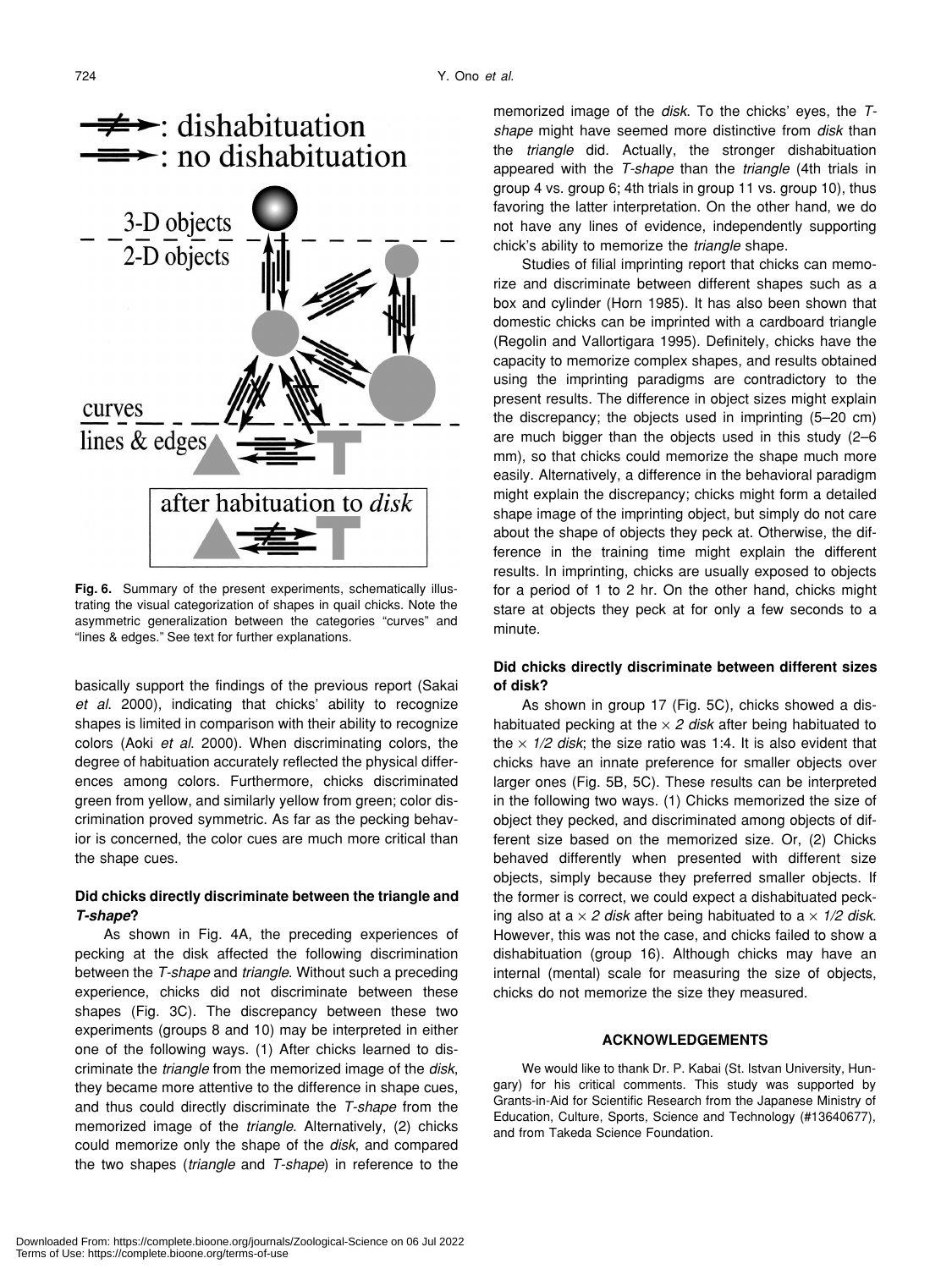: dishabituation
: no dishabituation

3-D objects
2-D objects

curves
lines & edges

after habituation to *disk*

**Fig. 6.** Summary of the present experiments, schematically illustrating the visual categorization of shapes in quail chicks. Note the asymmetric generalization between the categories "curves" and "lines & edges." See text for further explanations.

basically support the findings of the previous report (Sakai *et al.* 2000), indicating that chicks' ability to recognize shapes is limited in comparison with their ability to recognize colors (Aoki *et al.* 2000). When discriminating colors, the degree of habituation accurately reflected the physical differences among colors. Furthermore, chicks discriminated green from yellow, and similarly yellow from green; color discrimination proved symmetric. As far as the pecking behavior is concerned, the color cues are much more critical than the shape cues.

### Did chicks directly discriminate between the triangle and *T-shape*?

As shown in Fig. 4A, the preceding experiences of pecking at the disk affected the following discrimination between the *T-shape* and *triangle*. Without such a preceding experience, chicks did not discriminate between these shapes (Fig. 3C). The discrepancy between these two experiments (groups 8 and 10) may be interpreted in either one of the following ways. (1) After chicks learned to discriminate the *triangle* from the memorized image of the *disk*, they became more attentive to the difference in shape cues, and thus could directly discriminate the *T-shape* from the memorized image of the *triangle*. Alternatively, (2) chicks could memorize only the shape of the *disk*, and compared the two shapes (*triangle* and *T-shape*) in reference to the memorized image of the *disk*. To the chicks' eyes, the *T-shape* might have seemed more distinctive from *disk* than the *triangle* did. Actually, the stronger dishabituation appeared with the *T-shape* than the *triangle* (4th trials in group 4 vs. group 6; 4th trials in group 11 vs. group 10), thus favoring the latter interpretation. On the other hand, we do not have any lines of evidence, independently supporting chick's ability to memorize the *triangle* shape.

Studies of filial imprinting report that chicks can memorize and discriminate between different shapes such as a box and cylinder (Horn 1985). It has also been shown that domestic chicks can be imprinted with a cardboard triangle (Regolin and Vallortigara 1995). Definitely, chicks have the capacity to memorize complex shapes, and results obtained using the imprinting paradigms are contradictory to the present results. The difference in object sizes might explain the discrepancy; the objects used in imprinting (5–20 cm) are much bigger than the objects used in this study (2–6 mm), so that chicks could memorize the shape much more easily. Alternatively, a difference in the behavioral paradigm might explain the discrepancy; chicks might form a detailed shape image of the imprinting object, but simply do not care about the shape of objects they peck at. Otherwise, the difference in the training time might explain the different results. In imprinting, chicks are usually exposed to objects for a period of 1 to 2 hr. On the other hand, chicks might stare at objects they peck at for only a few seconds to a minute.

### Did chicks directly discriminate between different sizes of disk?

As shown in group 17 (Fig. 5C), chicks showed a dishabituated pecking at the $\times$ *2 disk* after being habituated to the $\times$ *1/2 disk*; the size ratio was 1:4. It is also evident that chicks have an innate preference for smaller objects over larger ones (Fig. 5B, 5C). These results can be interpreted in the following two ways. (1) Chicks memorized the size of object they pecked, and discriminated among objects of different size based on the memorized size. Or, (2) Chicks behaved differently when presented with different size objects, simply because they preferred smaller objects. If the former is correct, we could expect a dishabituated pecking also at a $\times$ *2 disk* after being habituated to a $\times$ *1/2 disk*. However, this was not the case, and chicks failed to show a dishabituation (group 16). Although chicks may have an internal (mental) scale for measuring the size of objects, chicks do not memorize the size they measured.

## ACKNOWLEDGEMENTS

We would like to thank Dr. P. Kabai (St. Istvan University, Hungary) for his critical comments. This study was supported by Grants-in-Aid for Scientific Research from the Japanese Ministry of Education, Culture, Sports, Science and Technology (#13640677), and from Takeda Science Foundation.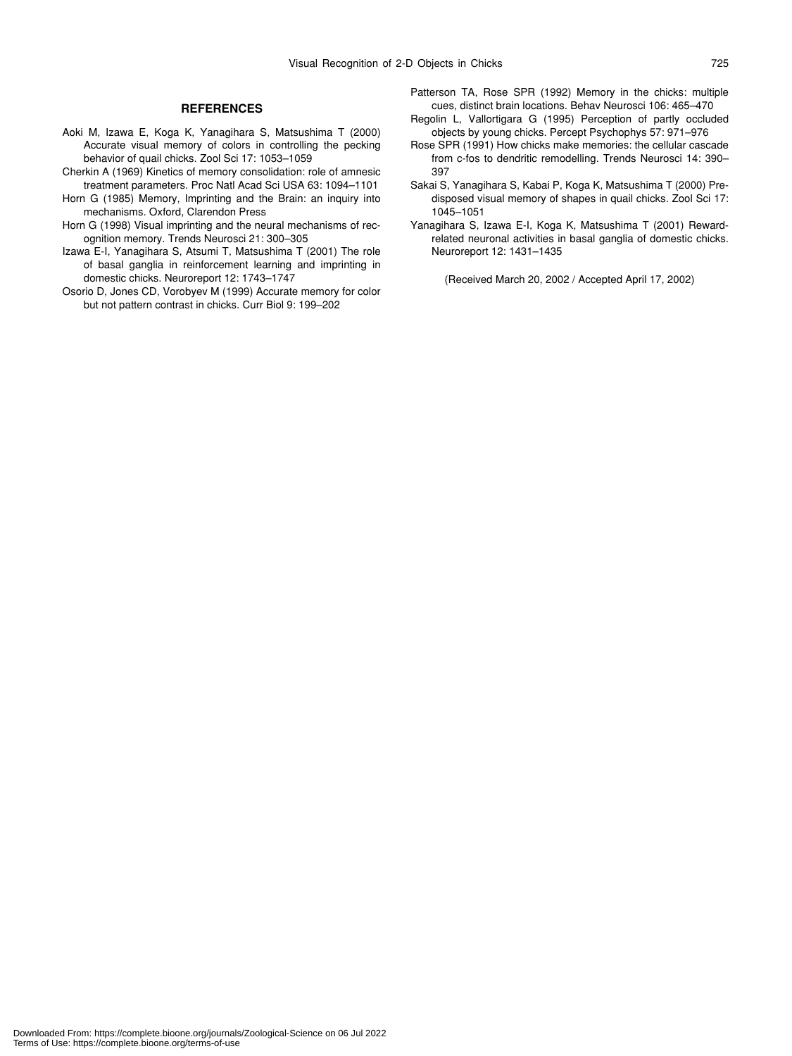## REFERENCES

Aoki M, Izawa E, Koga K, Yanagihara S, Matsushima T (2000) Accurate visual memory of colors in controlling the pecking behavior of quail chicks. Zool Sci 17: 1053–1059

Cherkin A (1969) Kinetics of memory consolidation: role of amnesic treatment parameters. Proc Natl Acad Sci USA 63: 1094–1101

Horn G (1985) Memory, Imprinting and the Brain: an inquiry into mechanisms. Oxford, Clarendon Press

Horn G (1998) Visual imprinting and the neural mechanisms of recognition memory. Trends Neurosci 21: 300–305

Izawa E-I, Yanagihara S, Atsumi T, Matsushima T (2001) The role of basal ganglia in reinforcement learning and imprinting in domestic chicks. Neuroreport 12: 1743–1747

Osorio D, Jones CD, Vorobyev M (1999) Accurate memory for color but not pattern contrast in chicks. Curr Biol 9: 199–202

Patterson TA, Rose SPR (1992) Memory in the chicks: multiple cues, distinct brain locations. Behav Neurosci 106: 465–470

Regolin L, Vallortigara G (1995) Perception of partly occluded objects by young chicks. Percept Psychophys 57: 971–976

Rose SPR (1991) How chicks make memories: the cellular cascade from c-fos to dendritic remodelling. Trends Neurosci 14: 390–397

Sakai S, Yanagihara S, Kabai P, Koga K, Matsushima T (2000) Predisposed visual memory of shapes in quail chicks. Zool Sci 17: 1045–1051

Yanagihara S, Izawa E-I, Koga K, Matsushima T (2001) Reward-related neuronal activities in basal ganglia of domestic chicks. Neuroreport 12: 1431–1435

(Received March 20, 2002 / Accepted April 17, 2002)